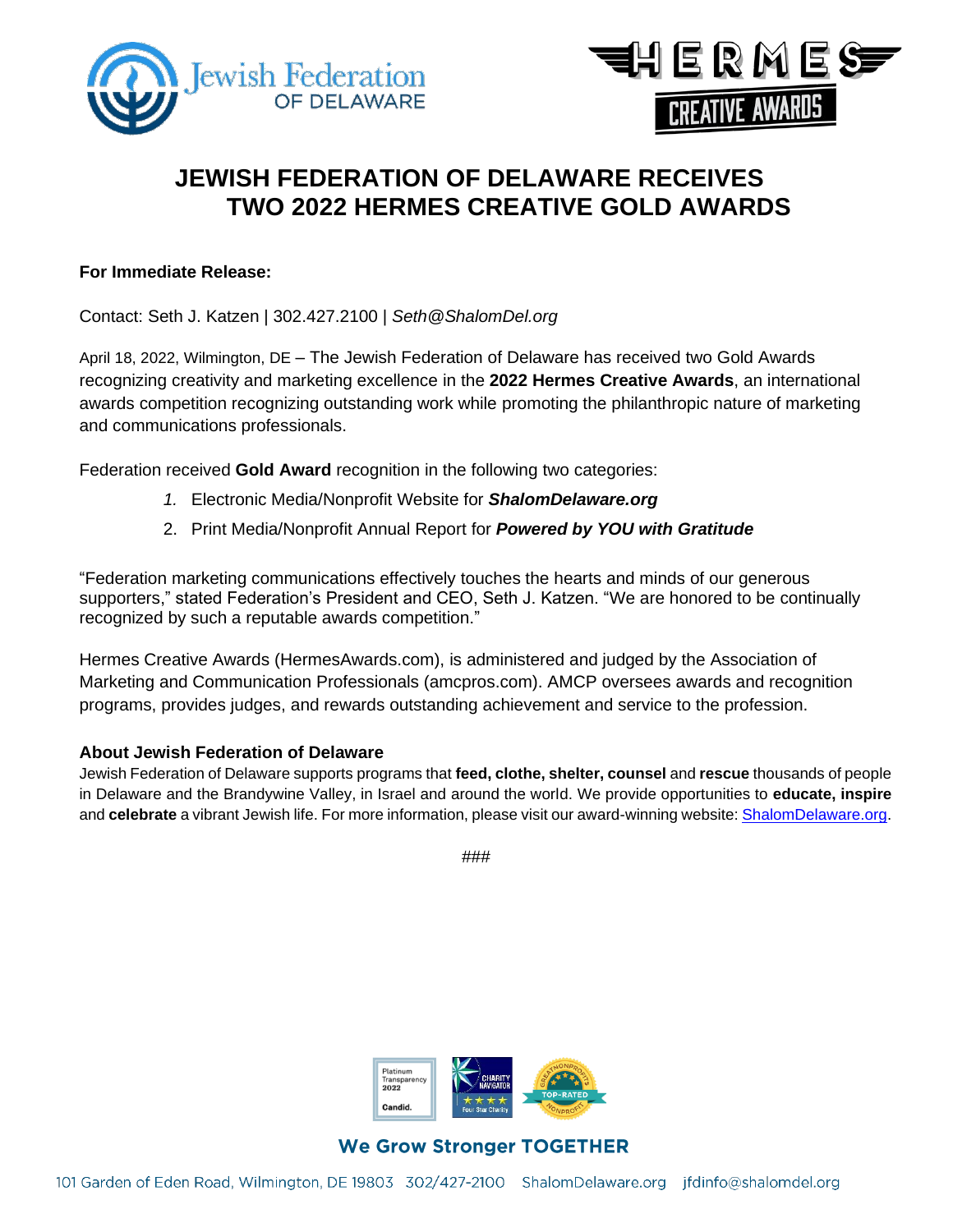# JEWISH FEDERATION OF DELAWARE RECEIVES TWO 2022 HERMES CREATIVE GOLD AWARDS

**For Immediate Release:**

Contact: Seth J. Katzen | 302.427.2100 | *Seth@ShalomDel.org*

April 18, 2022, Wilmington, DE – The Jewish Federation of Delaware has received two Gold Awards recognizing creativity and marketing excellence in the **2022 Hermes Creative Awards**, an international awards competition recognizing outstanding work while promoting the philanthropic nature of marketing and communications professionals.

Federation received **Gold Award** recognition in the following two categories:

1. Electronic Media/Nonprofit Website for ***ShalomDelaware.org***
2. Print Media/Nonprofit Annual Report for ***Powered by YOU with Gratitude***

"Federation marketing communications effectively touches the hearts and minds of our generous supporters," stated Federation's President and CEO, Seth J. Katzen. "We are honored to be continually recognized by such a reputable awards competition."

Hermes Creative Awards (HermesAwards.com), is administered and judged by the Association of Marketing and Communication Professionals (amcpros.com). AMCP oversees awards and recognition programs, provides judges, and rewards outstanding achievement and service to the profession.

**About Jewish Federation of Delaware**

Jewish Federation of Delaware supports programs that **feed, clothe, shelter, counsel** and **rescue** thousands of people in Delaware and the Brandywine Valley, in Israel and around the world. We provide opportunities to **educate, inspire** and **celebrate** a vibrant Jewish life. For more information, please visit our award-winning website: [ShalomDelaware.org](ShalomDelaware.org).

###

We Grow Stronger TOGETHER

101 Garden of Eden Road, Wilmington, DE 19803 302/427-2100 ShalomDelaware.org jfdinfo@shalomdel.org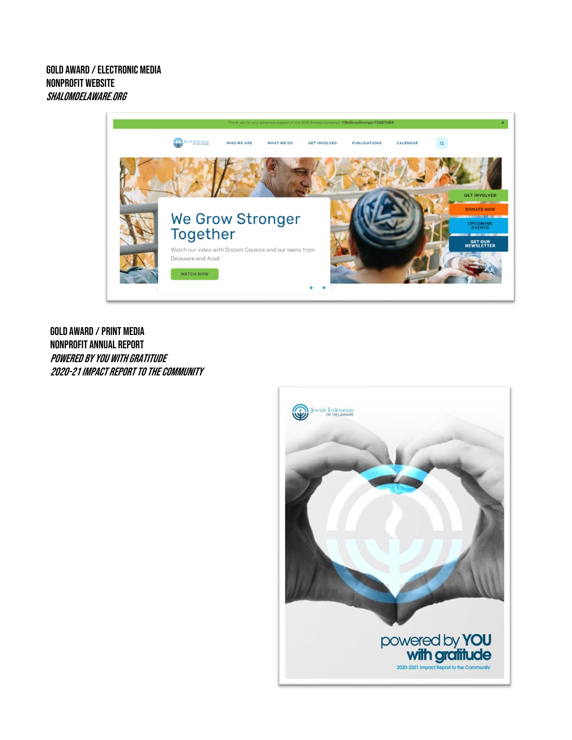**GOLD AWARD / ELECTRONIC MEDIA**
**NONPROFIT WEBSITE**
***SHALOMDELAWARE.ORG***

**GOLD AWARD / PRINT MEDIA**
**NONPROFIT ANNUAL REPORT**
***POWERED BY YOU WITH GRATITUDE***
***2020-21 IMPACT REPORT TO THE COMMUNITY***